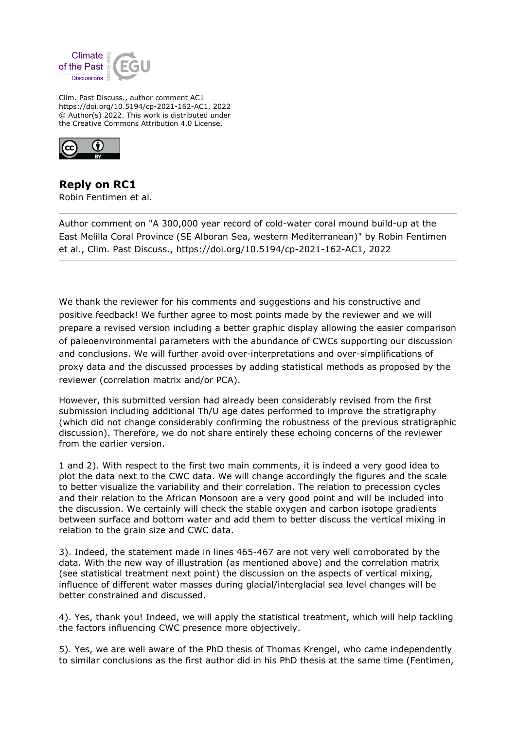Clim. Past Discuss., author comment AC1
https://doi.org/10.5194/cp-2021-162-AC1, 2022
© Author(s) 2022. This work is distributed under
the Creative Commons Attribution 4.0 License.

## Reply on RC1

Robin Fentimen et al.

Author comment on "A 300,000 year record of cold-water coral mound build-up at the East Melilla Coral Province (SE Alboran Sea, western Mediterranean)" by Robin Fentimen et al., Clim. Past Discuss., https://doi.org/10.5194/cp-2021-162-AC1, 2022

We thank the reviewer for his comments and suggestions and his constructive and positive feedback! We further agree to most points made by the reviewer and we will prepare a revised version including a better graphic display allowing the easier comparison of paleoenvironmental parameters with the abundance of CWCs supporting our discussion and conclusions. We will further avoid over-interpretations and over-simplifications of proxy data and the discussed processes by adding statistical methods as proposed by the reviewer (correlation matrix and/or PCA).

However, this submitted version had already been considerably revised from the first submission including additional Th/U age dates performed to improve the stratigraphy (which did not change considerably confirming the robustness of the previous stratigraphic discussion). Therefore, we do not share entirely these echoing concerns of the reviewer from the earlier version.

1 and 2). With respect to the first two main comments, it is indeed a very good idea to plot the data next to the CWC data. We will change accordingly the figures and the scale to better visualize the variability and their correlation. The relation to precession cycles and their relation to the African Monsoon are a very good point and will be included into the discussion. We certainly will check the stable oxygen and carbon isotope gradients between surface and bottom water and add them to better discuss the vertical mixing in relation to the grain size and CWC data.

3). Indeed, the statement made in lines 465-467 are not very well corroborated by the data. With the new way of illustration (as mentioned above) and the correlation matrix (see statistical treatment next point) the discussion on the aspects of vertical mixing, influence of different water masses during glacial/interglacial sea level changes will be better constrained and discussed.

4). Yes, thank you! Indeed, we will apply the statistical treatment, which will help tackling the factors influencing CWC presence more objectively.

5). Yes, we are well aware of the PhD thesis of Thomas Krengel, who came independently to similar conclusions as the first author did in his PhD thesis at the same time (Fentimen,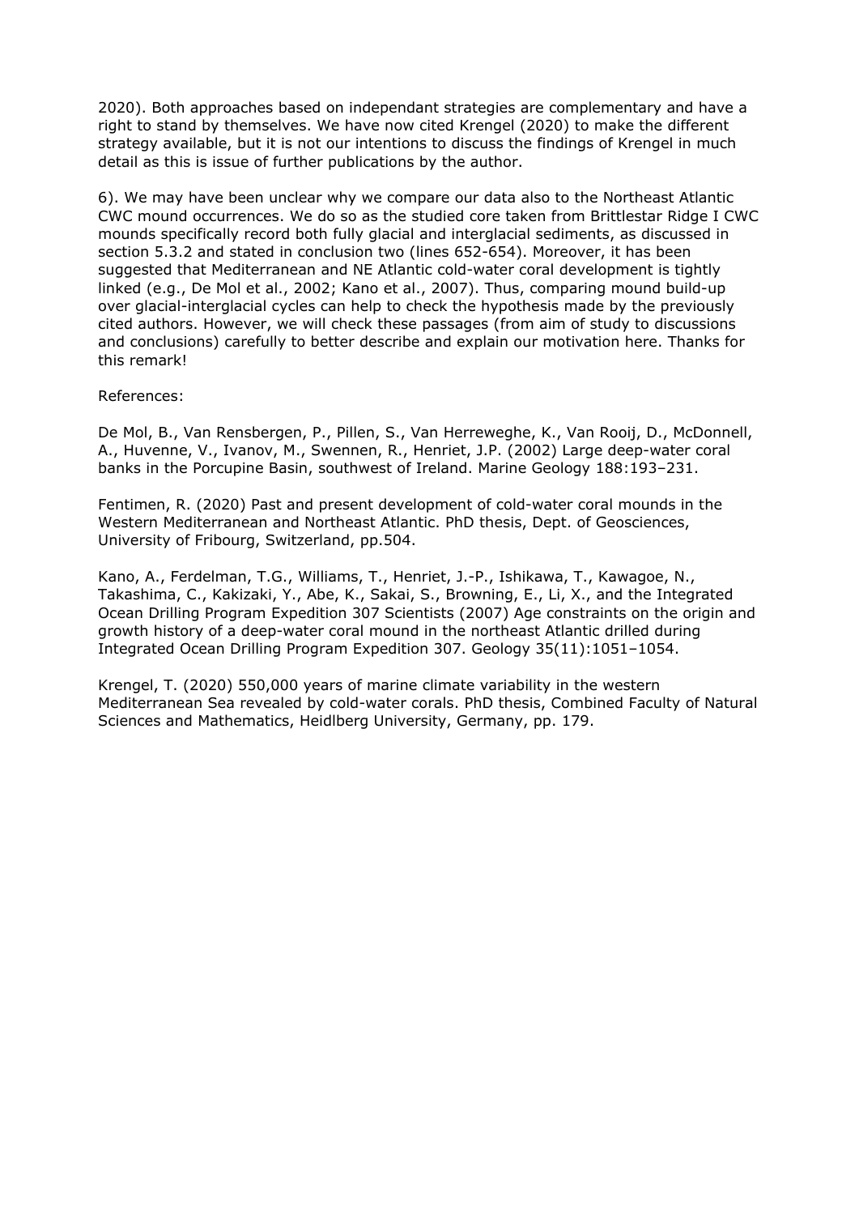2020). Both approaches based on independant strategies are complementary and have a right to stand by themselves. We have now cited Krengel (2020) to make the different strategy available, but it is not our intentions to discuss the findings of Krengel in much detail as this is issue of further publications by the author.

6). We may have been unclear why we compare our data also to the Northeast Atlantic CWC mound occurrences. We do so as the studied core taken from Brittlestar Ridge I CWC mounds specifically record both fully glacial and interglacial sediments, as discussed in section 5.3.2 and stated in conclusion two (lines 652-654). Moreover, it has been suggested that Mediterranean and NE Atlantic cold-water coral development is tightly linked (e.g., De Mol et al., 2002; Kano et al., 2007). Thus, comparing mound build-up over glacial-interglacial cycles can help to check the hypothesis made by the previously cited authors. However, we will check these passages (from aim of study to discussions and conclusions) carefully to better describe and explain our motivation here. Thanks for this remark!

References:

De Mol, B., Van Rensbergen, P., Pillen, S., Van Herreweghe, K., Van Rooij, D., McDonnell, A., Huvenne, V., Ivanov, M., Swennen, R., Henriet, J.P. (2002) Large deep-water coral banks in the Porcupine Basin, southwest of Ireland. Marine Geology 188:193–231.

Fentimen, R. (2020) Past and present development of cold-water coral mounds in the Western Mediterranean and Northeast Atlantic. PhD thesis, Dept. of Geosciences, University of Fribourg, Switzerland, pp.504.

Kano, A., Ferdelman, T.G., Williams, T., Henriet, J.-P., Ishikawa, T., Kawagoe, N., Takashima, C., Kakizaki, Y., Abe, K., Sakai, S., Browning, E., Li, X., and the Integrated Ocean Drilling Program Expedition 307 Scientists (2007) Age constraints on the origin and growth history of a deep-water coral mound in the northeast Atlantic drilled during Integrated Ocean Drilling Program Expedition 307. Geology 35(11):1051–1054.

Krengel, T. (2020) 550,000 years of marine climate variability in the western Mediterranean Sea revealed by cold-water corals. PhD thesis, Combined Faculty of Natural Sciences and Mathematics, Heidlberg University, Germany, pp. 179.